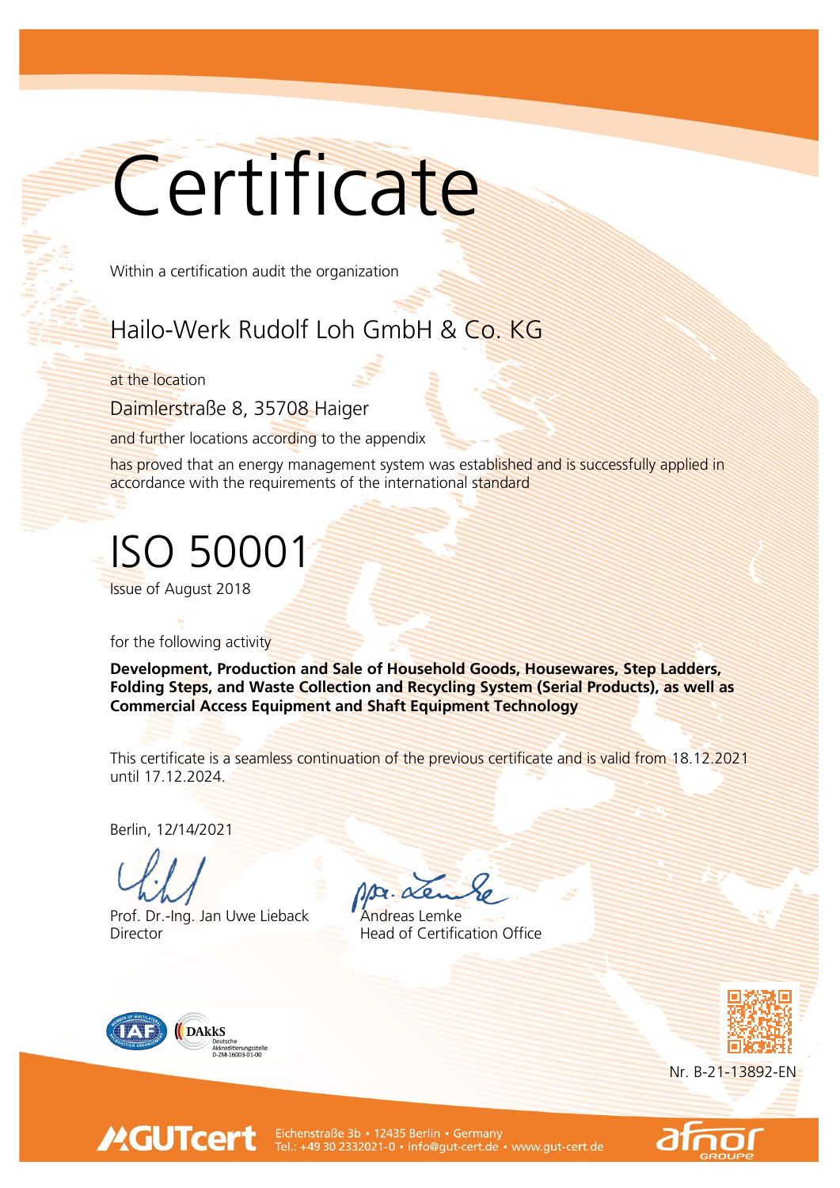# Certificate

Within a certification audit the organization

## Hailo-Werk Rudolf Loh GmbH & Co. KG

at the location

Daimlerstraße 8, 35708 Haiger

and further locations according to the appendix

has proved that an energy management system was established and is successfully applied in accordance with the requirements of the international standard

# ISO 50001

Issue of August 2018

for the following activity

**Development, Production and Sale of Household Goods, Housewares, Step Ladders, Folding Steps, and Waste Collection and Recycling System (Serial Products), as well as Commercial Access Equipment and Shaft Equipment Technology**

This certificate is a seamless continuation of the previous certificate and is valid from 18.12.2021 until 17.12.2024.

Berlin, 12/14/2021

Prof. Dr.-Ing. Jan Uwe Lieback
Director

ppa. Andreas Lemke
Head of Certification Office

DAkkS Deutsche Akkreditierungsstelle D-ZM-16003-01-00

Nr. B-21-13892-EN

GUTcert Eichenstraße 3b • 12435 Berlin • Germany
Tel.: +49 30 2332021-0 • info@gut-cert.de • www.gut-cert.de

afnor GROUPE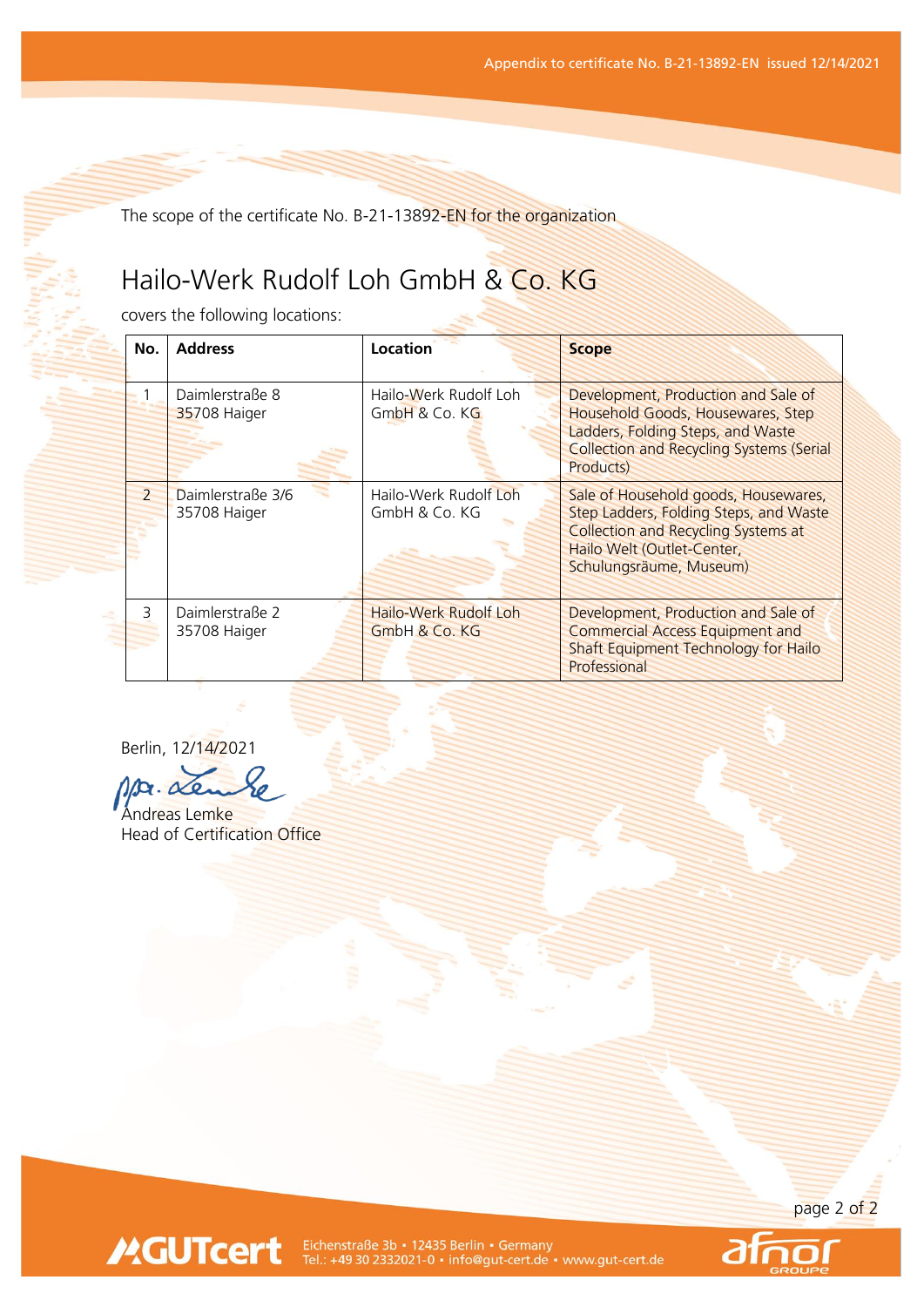The scope of the certificate No. B-21-13892-EN for the organization

# Hailo-Werk Rudolf Loh GmbH & Co. KG

covers the following locations:

| No. | Address | Location | Scope |
|---|---|---|---|
| 1 | Daimlerstraße 8<br>35708 Haiger | Hailo-Werk Rudolf Loh GmbH & Co. KG | Development, Production and Sale of Household Goods, Housewares, Step Ladders, Folding Steps, and Waste Collection and Recycling Systems (Serial Products) |
| 2 | Daimlerstraße 3/6<br>35708 Haiger | Hailo-Werk Rudolf Loh GmbH & Co. KG | Sale of Household goods, Housewares, Step Ladders, Folding Steps, and Waste Collection and Recycling Systems at Hailo Welt (Outlet-Center, Schulungsräume, Museum) |
| 3 | Daimlerstraße 2<br>35708 Haiger | Hailo-Werk Rudolf Loh GmbH & Co. KG | Development, Production and Sale of Commercial Access Equipment and Shaft Equipment Technology for Hailo Professional |

Berlin, 12/14/2021

ppa. Lemke

Andreas Lemke
Head of Certification Office

GUTcert Eichenstraße 3b • 12435 Berlin • Germany
Tel.: +49 30 2332021-0 • info@gut-cert.de • www.gut-cert.de

afnor GROUPE